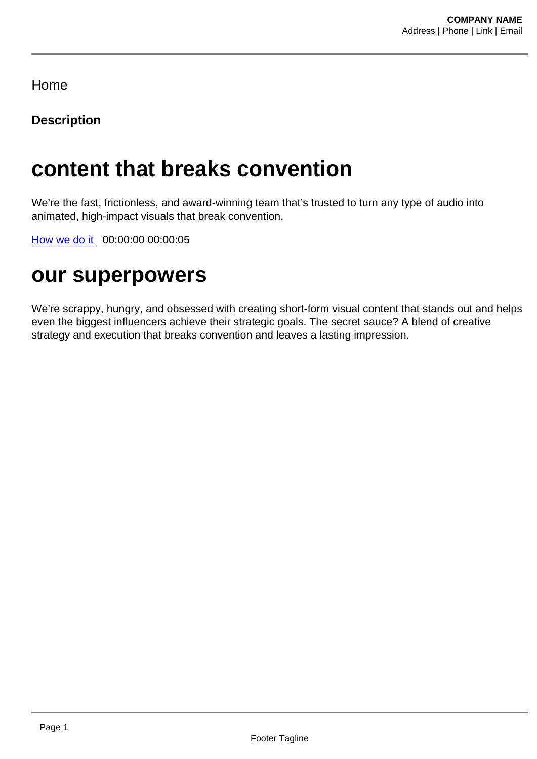Home

**Description**

# content that breaks convention

We're the fast, frictionless, and award-winning team that's trusted to turn any type of audio into animated, high-impact visuals that break convention.

[How we do it]() 00:00:00 00:00:05

# our superpowers

We're scrappy, hungry, and obsessed with creating short-form visual content that stands out and helps even the biggest influencers achieve their strategic goals. The secret sauce? A blend of creative strategy and execution that breaks convention and leaves a lasting impression.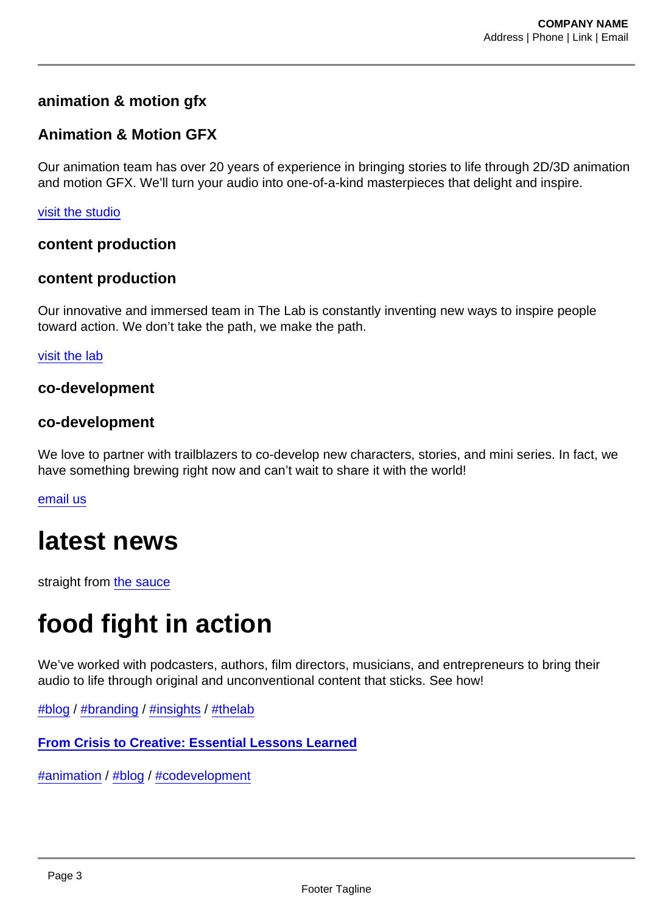### animation & motion gfx

### Animation & Motion GFX

Our animation team has over 20 years of experience in bringing stories to life through 2D/3D animation and motion GFX. We'll turn your audio into one-of-a-kind masterpieces that delight and inspire.

visit the studio

### content production

### content production

Our innovative and immersed team in The Lab is constantly inventing new ways to inspire people toward action. We don't take the path, we make the path.

visit the lab

### co-development

### co-development

We love to partner with trailblazers to co-develop new characters, stories, and mini series. In fact, we have something brewing right now and can't wait to share it with the world!

email us

# latest news

straight from the sauce

# food fight in action

We've worked with podcasters, authors, film directors, musicians, and entrepreneurs to bring their audio to life through original and unconventional content that sticks. See how!

#blog / #branding / #insights / #thelab

**From Crisis to Creative: Essential Lessons Learned**

#animation / #blog / #codevelopment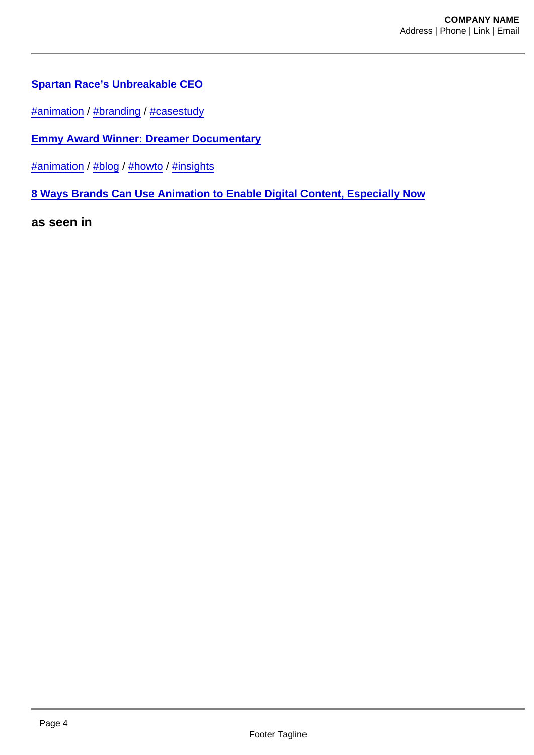**Spartan Race’s Unbreakable CEO**

#animation / #branding / #casestudy

**Emmy Award Winner: Dreamer Documentary**

#animation / #blog / #howto / #insights

**8 Ways Brands Can Use Animation to Enable Digital Content, Especially Now**

**as seen in**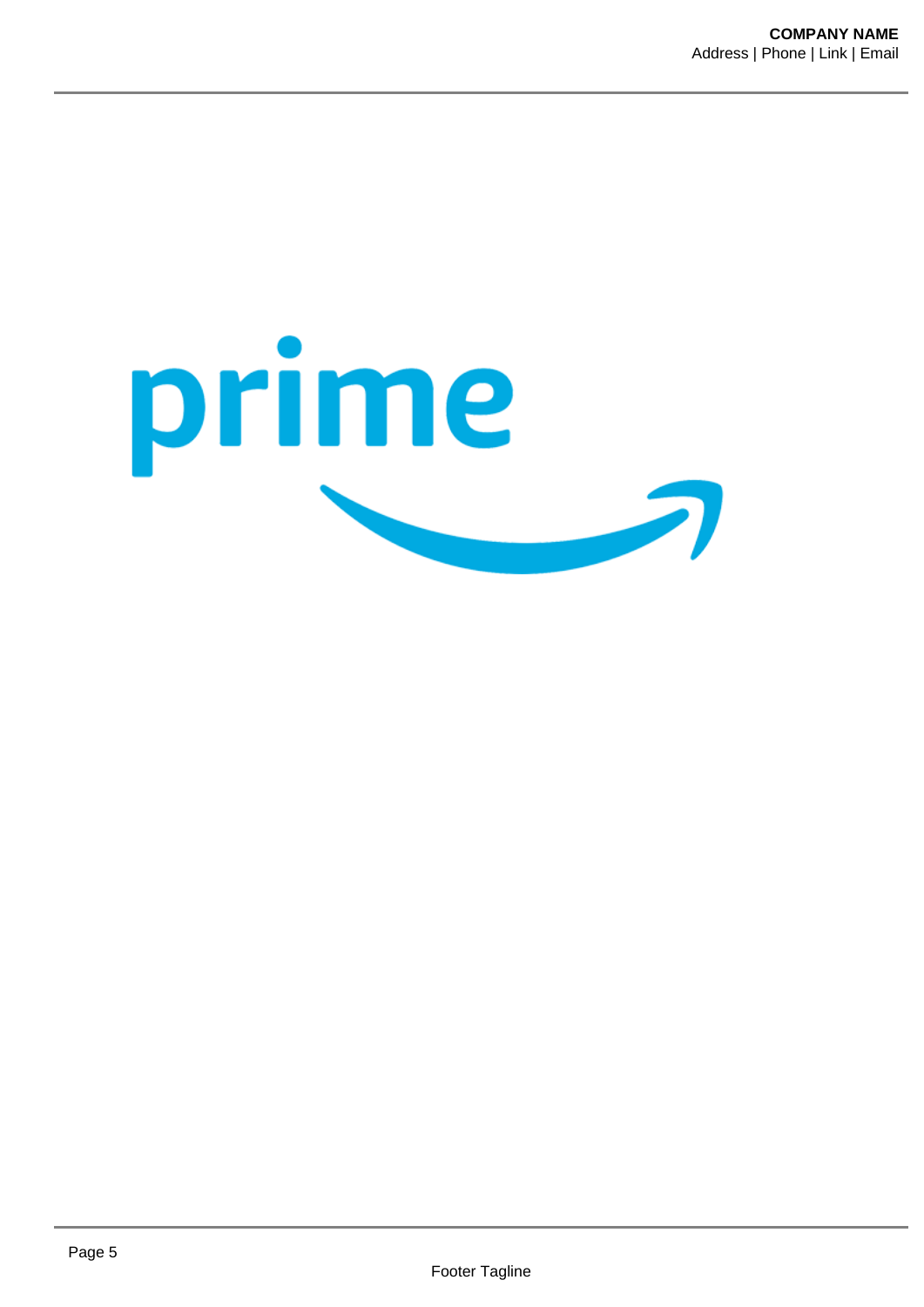prime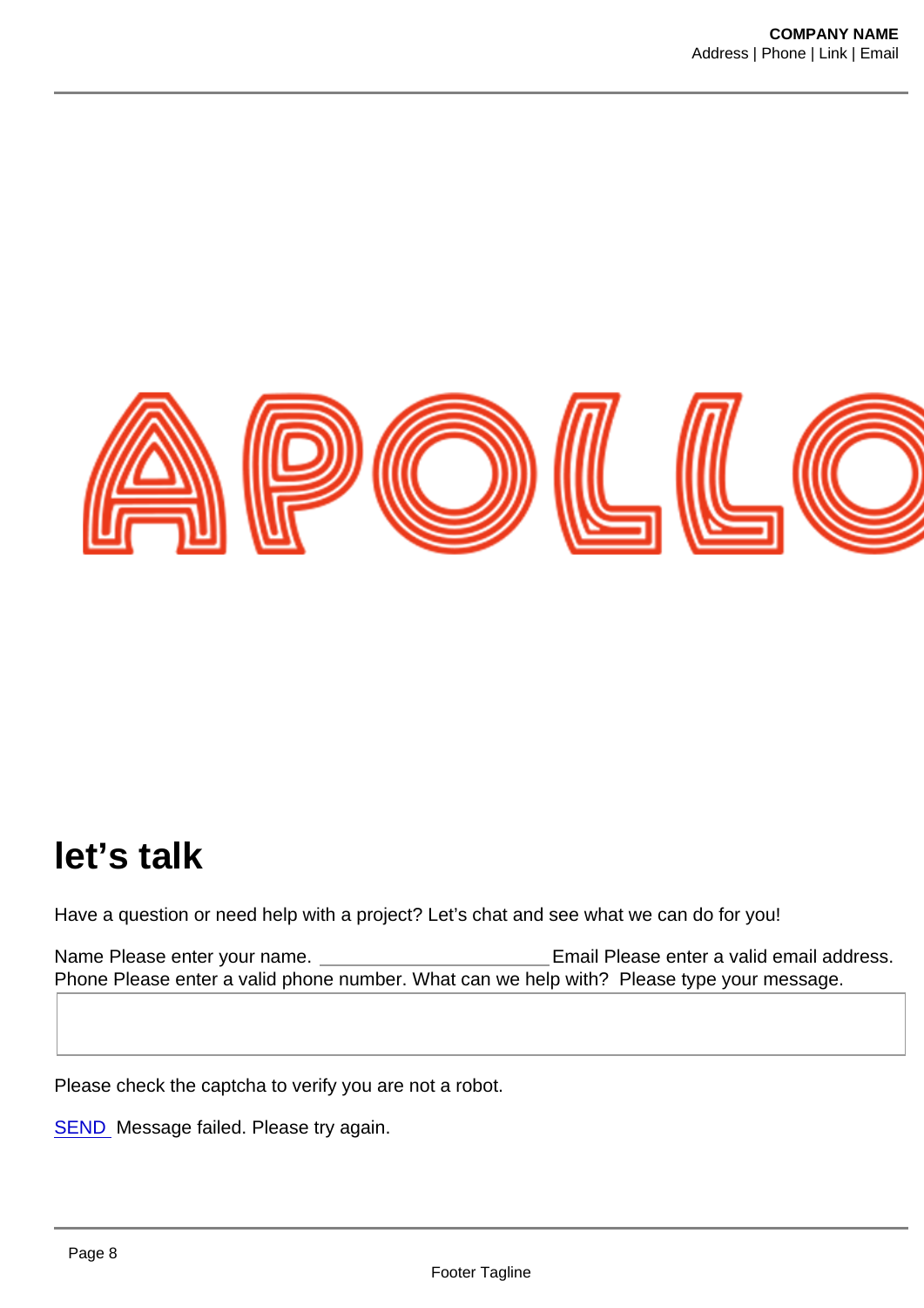APOLLO

# let's talk

Have a question or need help with a project? Let's chat and see what we can do for you!

Name Please enter your name. ______________________ Email Please enter a valid email address. Phone Please enter a valid phone number. What can we help with? Please type your message.

Please check the captcha to verify you are not a robot.

SEND Message failed. Please try again.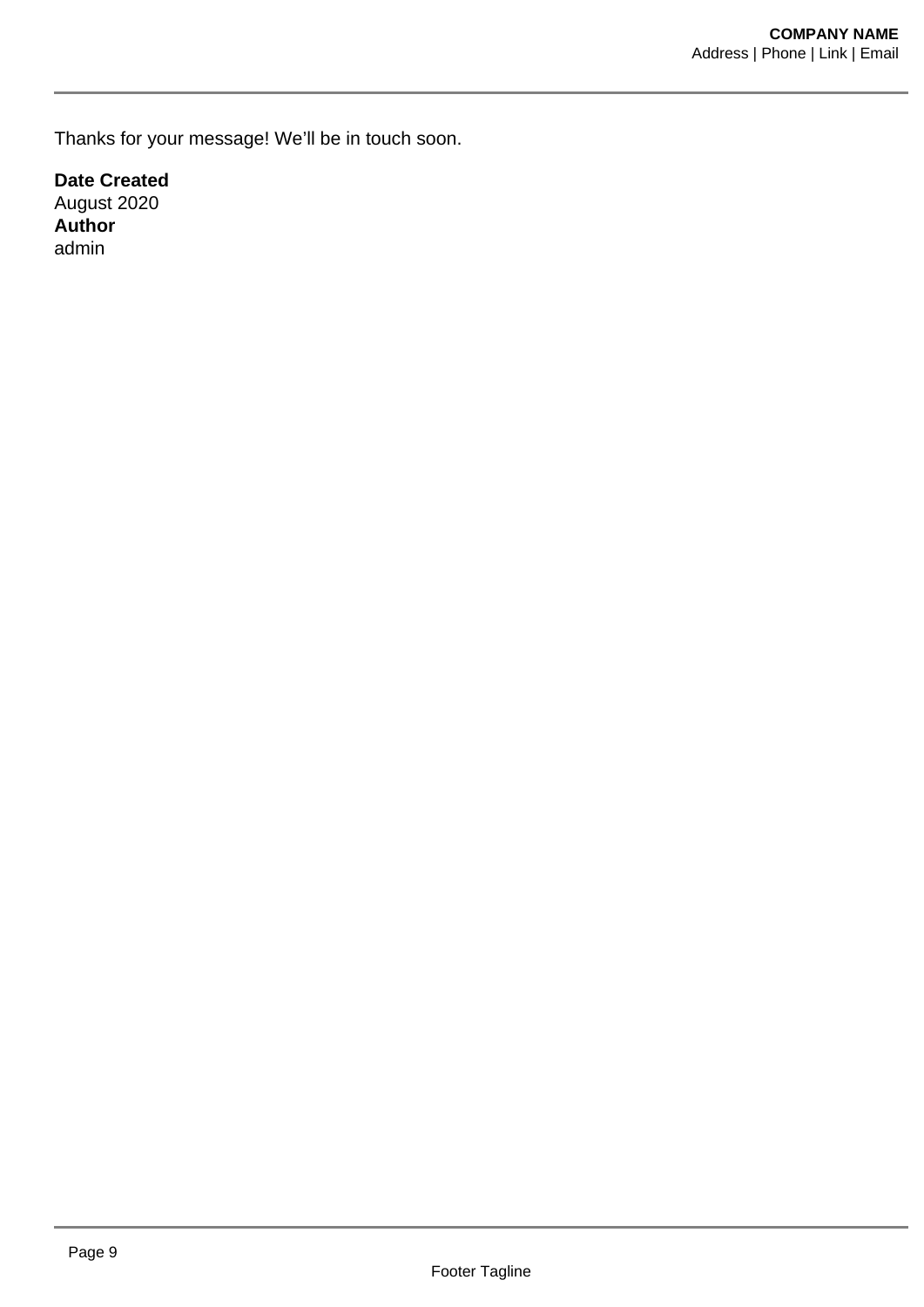Thanks for your message! We'll be in touch soon.

**Date Created**
August 2020
**Author**
admin